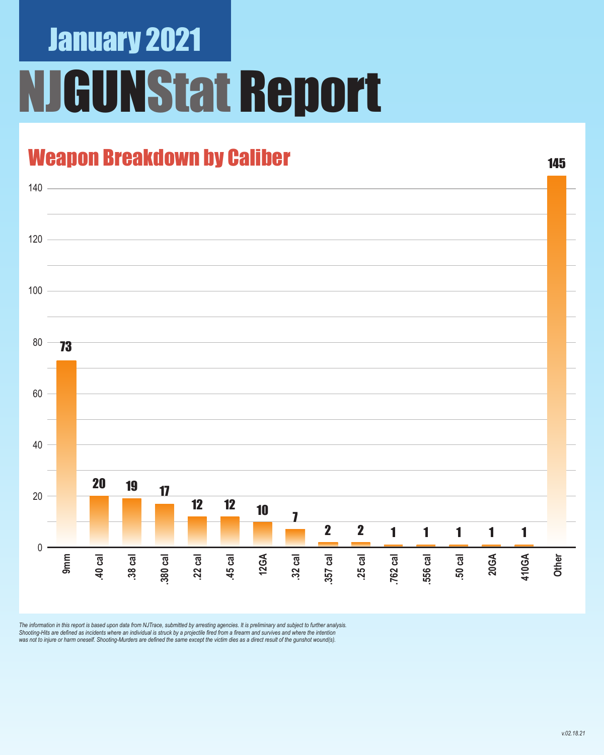# January 2021

# NJGUNStat Report

## Weapon Breakdown by Caliber

| Caliber | Count |
|---|---|
| 9mm | 73 |
| .40 cal | 20 |
| .38 cal | 19 |
| .380 cal | 17 |
| .22 cal | 12 |
| .45 cal | 12 |
| 12GA | 10 |
| .32 cal | 7 |
| .357 cal | 2 |
| .25 cal | 2 |
| .762 cal | 1 |
| .556 cal | 1 |
| .50 cal | 1 |
| 20GA | 1 |
| 410GA | 1 |
| Other | 145 |

*The information in this report is based upon data from NJTrace, submitted by arresting agencies. It is preliminary and subject to further analysis. Shooting-Hits are defined as incidents where an individual is struck by a projectile fired from a firearm and survives and where the intention was not to injure or harm oneself. Shooting-Murders are defined the same except the victim dies as a direct result of the gunshot wound(s).*

*v.02.18.21*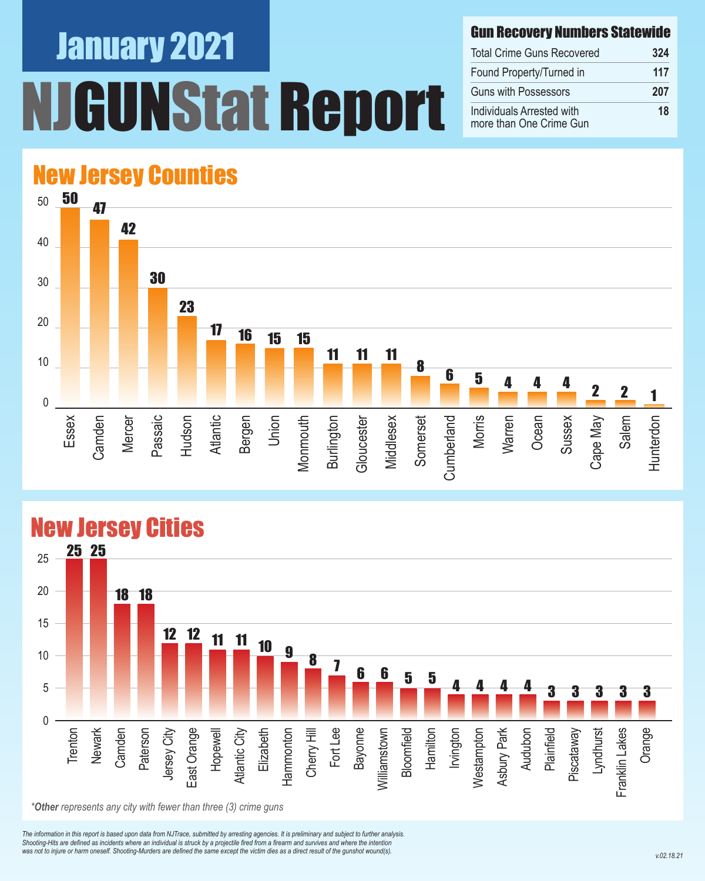# January 2021

# NJGUNStat Report

## Gun Recovery Numbers Statewide

| Gun Recovery Numbers Statewide | |
|---|---|
| Total Crime Guns Recovered | 324 |
| Found Property/Turned in | 117 |
| Guns with Possessors | 207 |
| Individuals Arrested with more than One Crime Gun | 18 |

## New Jersey Counties

| County | Crime Guns |
|---|---|
| Essex | 50 |
| Camden | 47 |
| Mercer | 42 |
| Passaic | 30 |
| Hudson | 23 |
| Atlantic | 17 |
| Bergen | 16 |
| Union | 15 |
| Monmouth | 15 |
| Burlington | 11 |
| Gloucester | 11 |
| Middlesex | 11 |
| Somerset | 8 |
| Cumberland | 6 |
| Morris | 5 |
| Warren | 4 |
| Ocean | 4 |
| Sussex | 4 |
| Cape May | 2 |
| Salem | 2 |
| Hunterdon | 1 |

## New Jersey Cities

| City | Crime Guns |
|---|---|
| Trenton | 25 |
| Newark | 25 |
| Camden | 18 |
| Paterson | 18 |
| Jersey City | 12 |
| East Orange | 12 |
| Hopewell | 11 |
| Atlantic City | 11 |
| Elizabeth | 10 |
| Hammonton | 9 |
| Cherry Hill | 8 |
| Fort Lee | 7 |
| Bayonne | 6 |
| Williamstown | 6 |
| Bloomfield | 5 |
| Hamilton | 5 |
| Irvington | 4 |
| Westampton | 4 |
| Asbury Park | 4 |
| Audubon | 4 |
| Plainfield | 3 |
| Piscataway | 3 |
| Lyndhurst | 3 |
| Franklin Lakes | 3 |
| Orange | 3 |

***Other** represents any city with fewer than three (3) crime guns*

*The information in this report is based upon data from NJTrace, submitted by arresting agencies. It is preliminary and subject to further analysis. Shooting-Hits are defined as incidents where an individual is struck by a projectile fired from a firearm and survives and where the intention was not to injure or harm oneself. Shooting-Murders are defined the same except the victim dies as a direct result of the gunshot wound(s).*

v.02.18.21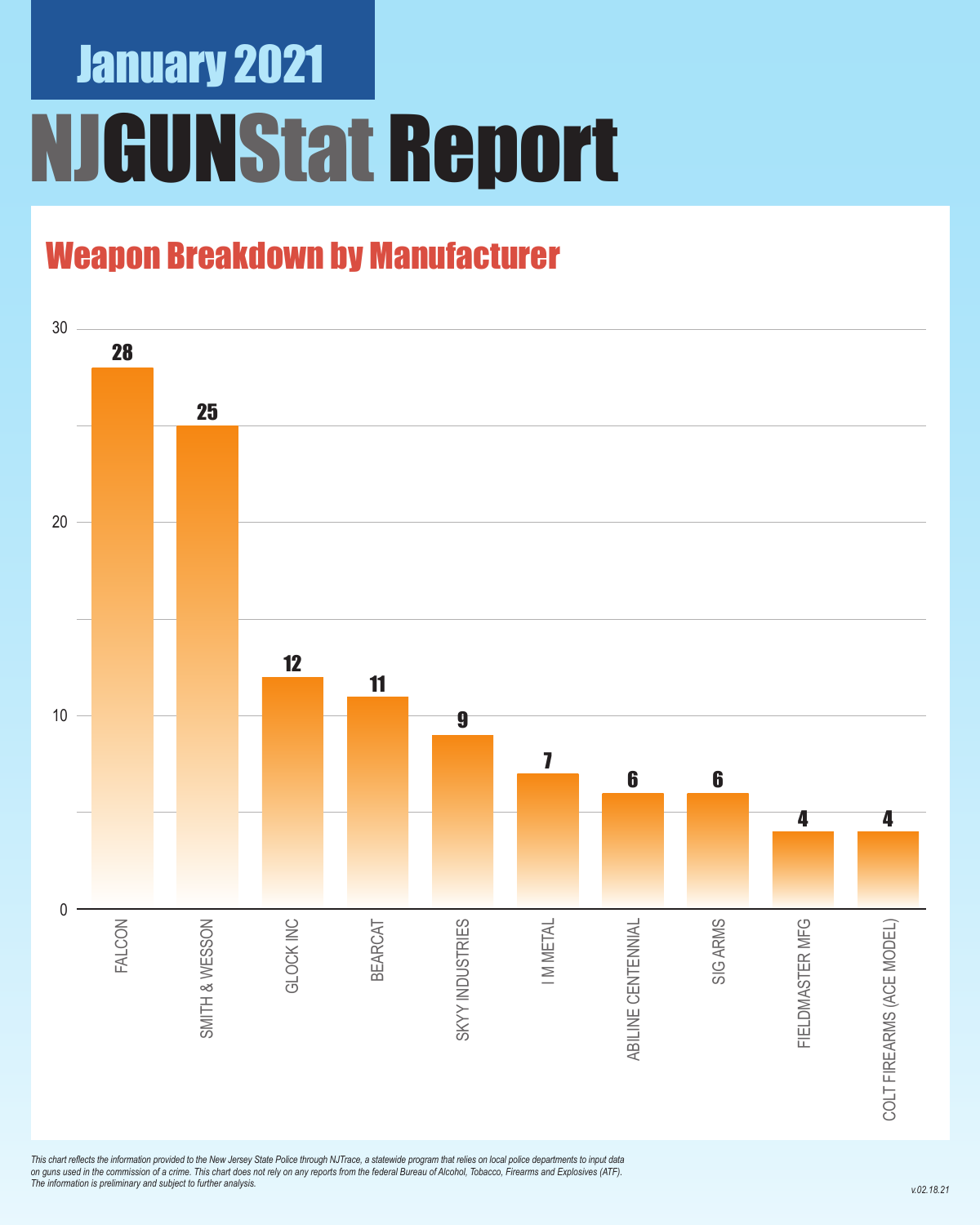# January 2021

# NJGUNStat Report

## Weapon Breakdown by Manufacturer

| Manufacturer | Count |
|---|---|
| FALCON | 28 |
| SMITH & WESSON | 25 |
| GLOCK INC | 12 |
| BEARCAT | 11 |
| SKYY INDUSTRIES | 9 |
| I M METAL | 7 |
| ABILINE CENTENNIAL | 6 |
| SIG ARMS | 6 |
| FIELDMASTER MFG | 4 |
| COLT FIREARMS (ACE MODEL) | 4 |

*This chart reflects the information provided to the New Jersey State Police through NJTrace, a statewide program that relies on local police departments to input data on guns used in the commission of a crime. This chart does not rely on any reports from the federal Bureau of Alcohol, Tobacco, Firearms and Explosives (ATF). The information is preliminary and subject to further analysis.*

*v.02.18.21*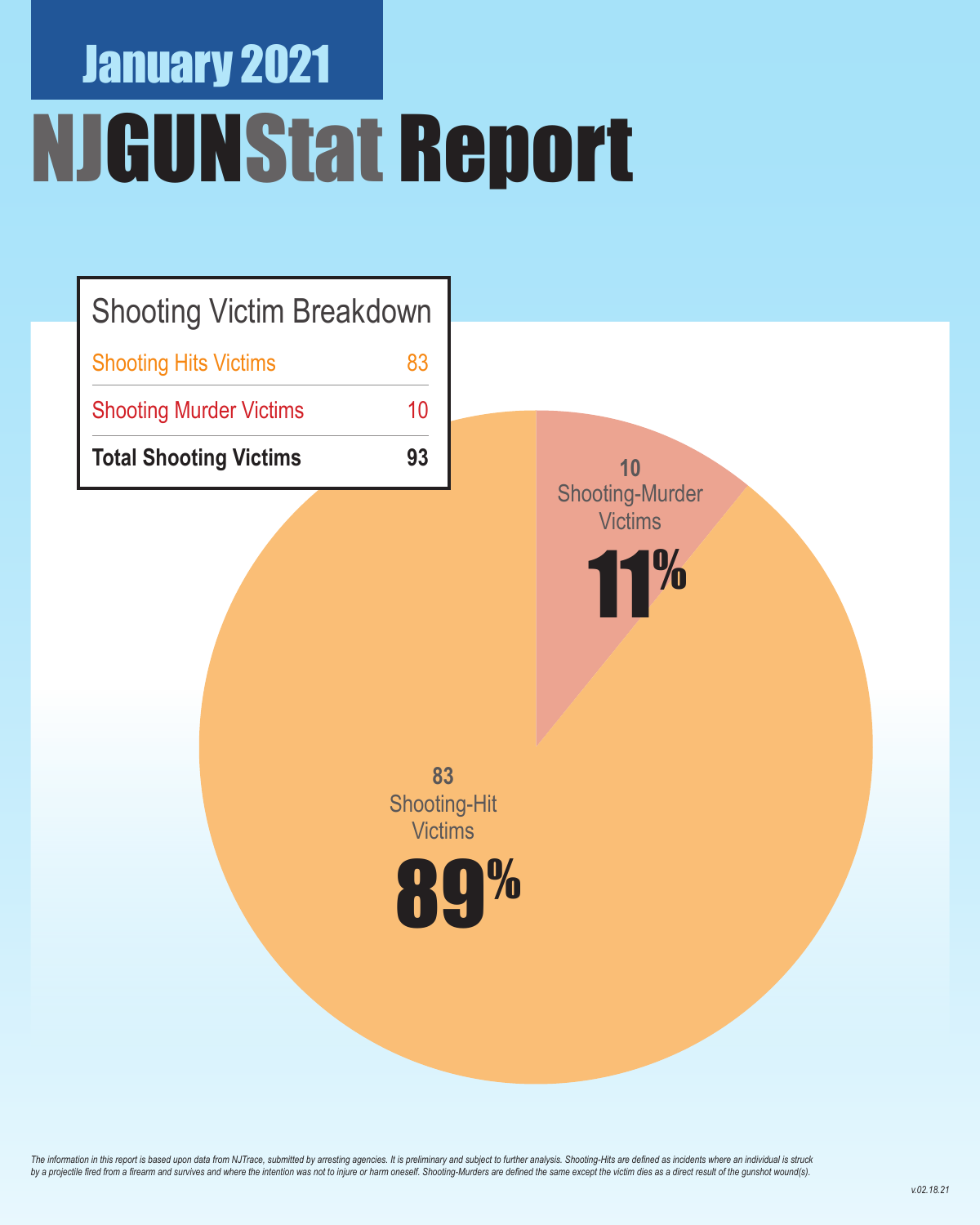January 2021

# NJGUNStat Report

## Shooting Victim Breakdown

| | |
|---|---|
| Shooting Hits Victims | 83 |
| Shooting Murder Victims | 10 |
| **Total Shooting Victims** | **93** |

10
Shooting-Murder Victims
11%

83
Shooting-Hit Victims
89%

*The information in this report is based upon data from NJTrace, submitted by arresting agencies. It is preliminary and subject to further analysis. Shooting-Hits are defined as incidents where an individual is struck by a projectile fired from a firearm and survives and where the intention was not to injure or harm oneself. Shooting-Murders are defined the same except the victim dies as a direct result of the gunshot wound(s).*

v.02.18.21